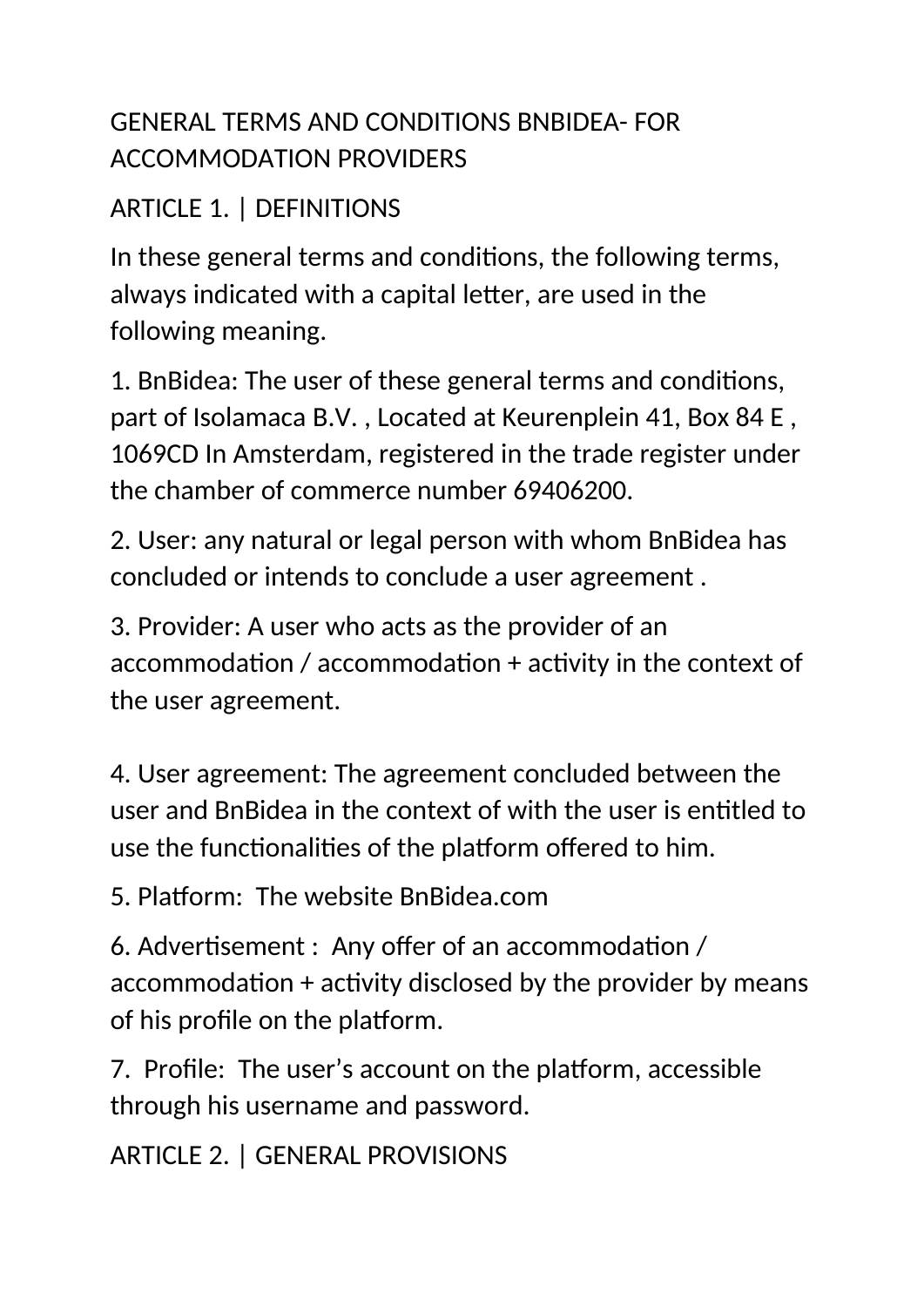# GENERAL TERMS AND CONDITIONS BNBIDEA- FOR ACCOMMODATION PROVIDERS

## ARTICLE 1. | DEFINITIONS

In these general terms and conditions, the following terms, always indicated with a capital letter, are used in the following meaning.

1. BnBidea: The user of these general terms and conditions, part of Isolamaca B.V. , Located at Keurenplein 41, Box 84 E , 1069CD In Amsterdam, registered in the trade register under the chamber of commerce number 69406200.
2. User: any natural or legal person with whom BnBidea has concluded or intends to conclude a user agreement .
3. Provider: A user who acts as the provider of an accommodation / accommodation + activity in the context of the user agreement.
4. User agreement: The agreement concluded between the user and BnBidea in the context of with the user is entitled to use the functionalities of the platform offered to him.
5. Platform: The website BnBidea.com
6. Advertisement : Any offer of an accommodation / accommodation + activity disclosed by the provider by means of his profile on the platform.
7. Profile: The user's account on the platform, accessible through his username and password.

## ARTICLE 2. | GENERAL PROVISIONS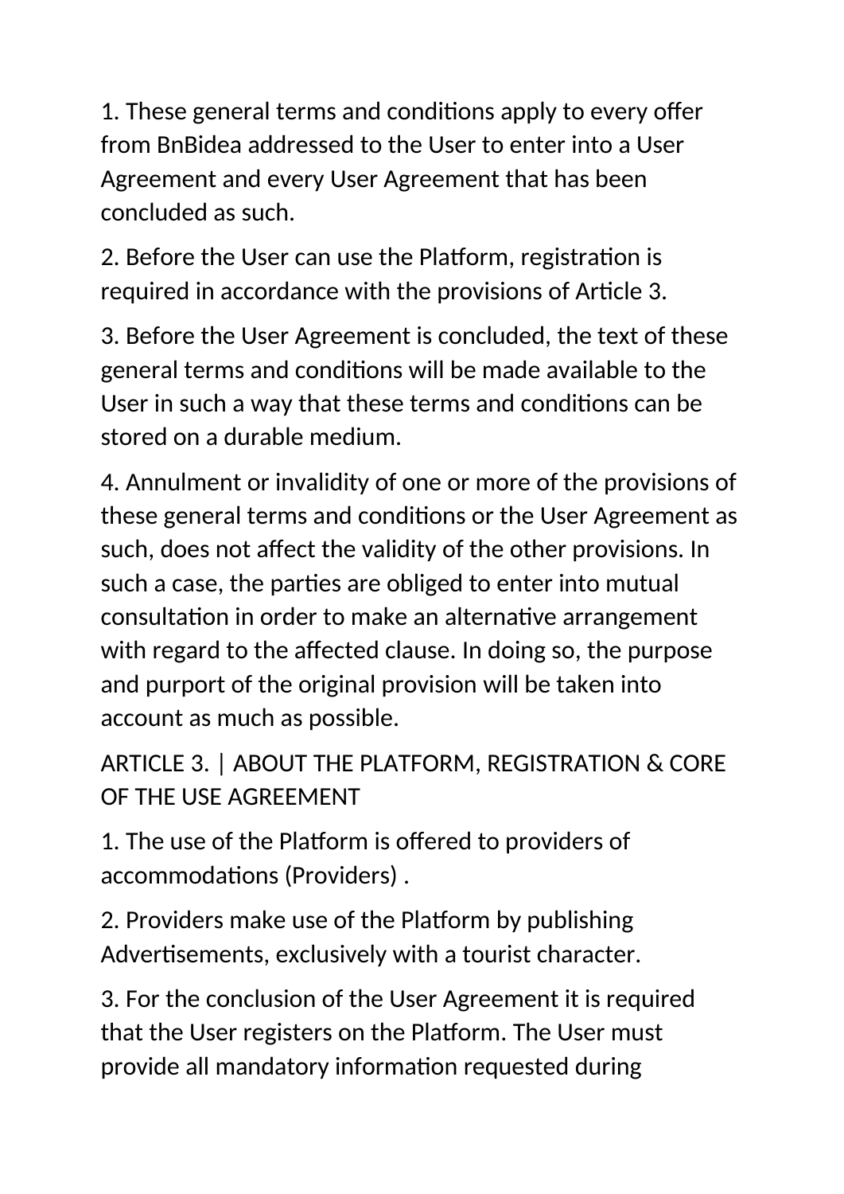1. These general terms and conditions apply to every offer from BnBidea addressed to the User to enter into a User Agreement and every User Agreement that has been concluded as such.

2. Before the User can use the Platform, registration is required in accordance with the provisions of Article 3.

3. Before the User Agreement is concluded, the text of these general terms and conditions will be made available to the User in such a way that these terms and conditions can be stored on a durable medium.

4. Annulment or invalidity of one or more of the provisions of these general terms and conditions or the User Agreement as such, does not affect the validity of the other provisions. In such a case, the parties are obliged to enter into mutual consultation in order to make an alternative arrangement with regard to the affected clause. In doing so, the purpose and purport of the original provision will be taken into account as much as possible.

## ARTICLE 3. | ABOUT THE PLATFORM, REGISTRATION & CORE OF THE USE AGREEMENT

1. The use of the Platform is offered to providers of accommodations (Providers) .

2. Providers make use of the Platform by publishing Advertisements, exclusively with a tourist character.

3. For the conclusion of the User Agreement it is required that the User registers on the Platform. The User must provide all mandatory information requested during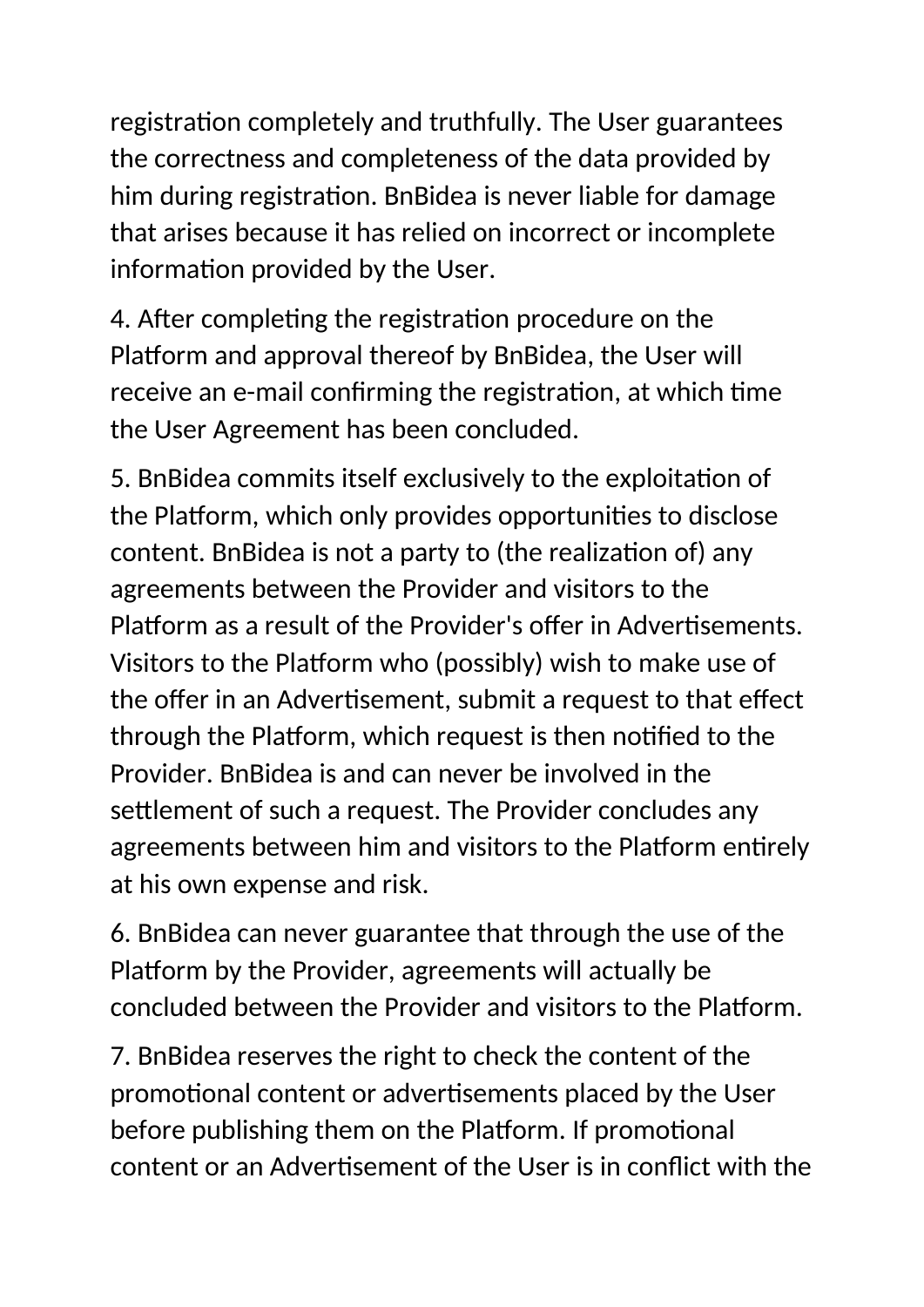registration completely and truthfully. The User guarantees the correctness and completeness of the data provided by him during registration. BnBidea is never liable for damage that arises because it has relied on incorrect or incomplete information provided by the User.

4. After completing the registration procedure on the Platform and approval thereof by BnBidea, the User will receive an e-mail confirming the registration, at which time the User Agreement has been concluded.

5. BnBidea commits itself exclusively to the exploitation of the Platform, which only provides opportunities to disclose content. BnBidea is not a party to (the realization of) any agreements between the Provider and visitors to the Platform as a result of the Provider's offer in Advertisements. Visitors to the Platform who (possibly) wish to make use of the offer in an Advertisement, submit a request to that effect through the Platform, which request is then notified to the Provider. BnBidea is and can never be involved in the settlement of such a request. The Provider concludes any agreements between him and visitors to the Platform entirely at his own expense and risk.

6. BnBidea can never guarantee that through the use of the Platform by the Provider, agreements will actually be concluded between the Provider and visitors to the Platform.

7. BnBidea reserves the right to check the content of the promotional content or advertisements placed by the User before publishing them on the Platform. If promotional content or an Advertisement of the User is in conflict with the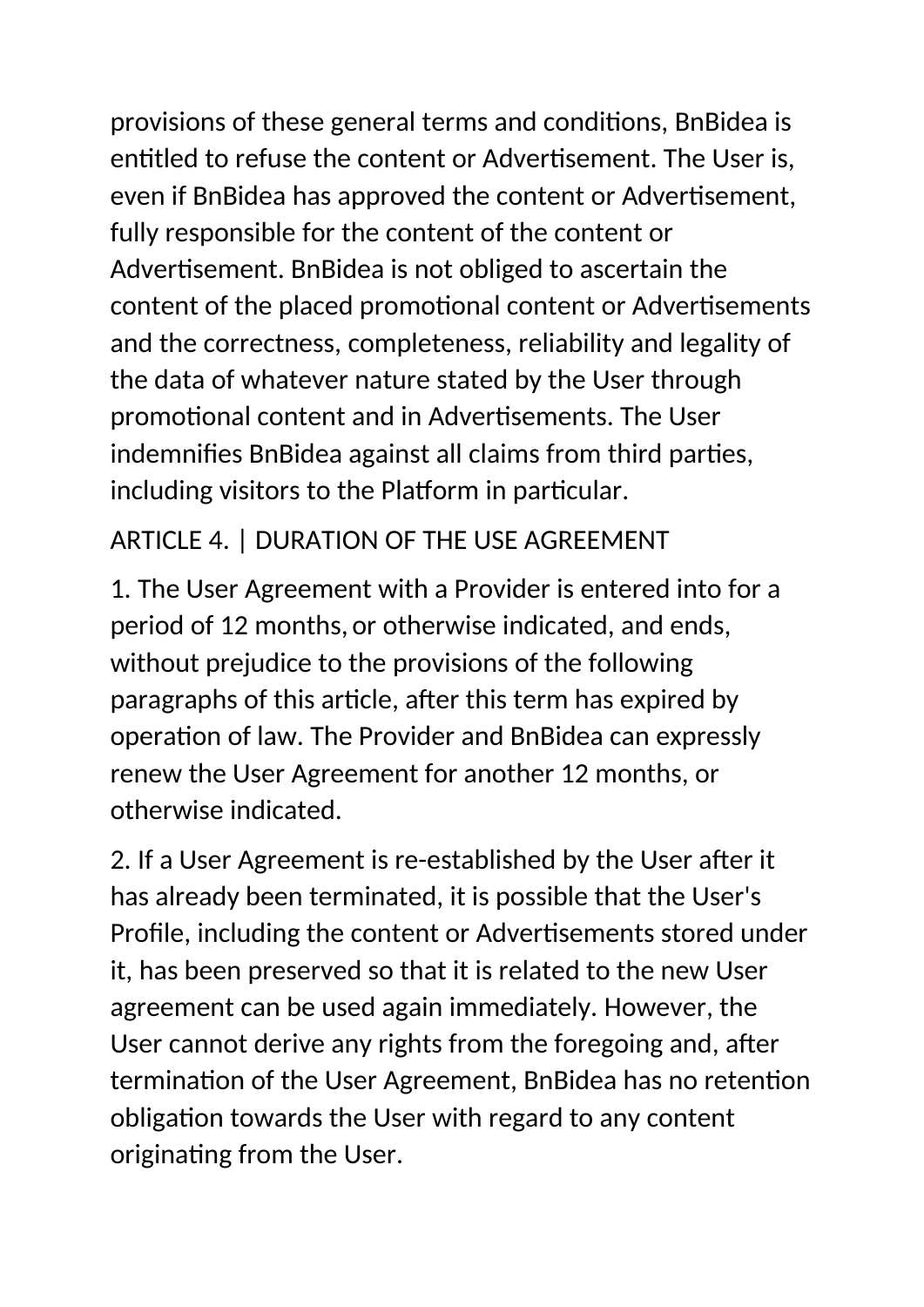provisions of these general terms and conditions, BnBidea is entitled to refuse the content or Advertisement. The User is, even if BnBidea has approved the content or Advertisement, fully responsible for the content of the content or Advertisement. BnBidea is not obliged to ascertain the content of the placed promotional content or Advertisements and the correctness, completeness, reliability and legality of the data of whatever nature stated by the User through promotional content and in Advertisements. The User indemnifies BnBidea against all claims from third parties, including visitors to the Platform in particular.

## ARTICLE 4. | DURATION OF THE USE AGREEMENT

1. The User Agreement with a Provider is entered into for a period of 12 months, or otherwise indicated, and ends, without prejudice to the provisions of the following paragraphs of this article, after this term has expired by operation of law. The Provider and BnBidea can expressly renew the User Agreement for another 12 months, or otherwise indicated.

2. If a User Agreement is re-established by the User after it has already been terminated, it is possible that the User's Profile, including the content or Advertisements stored under it, has been preserved so that it is related to the new User agreement can be used again immediately. However, the User cannot derive any rights from the foregoing and, after termination of the User Agreement, BnBidea has no retention obligation towards the User with regard to any content originating from the User.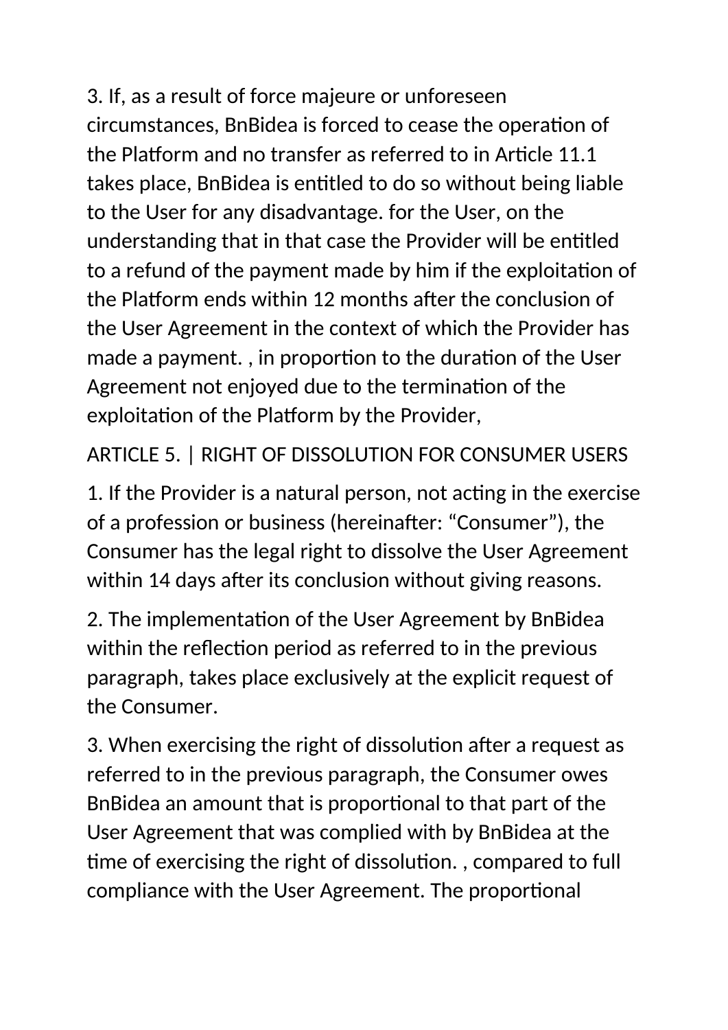3. If, as a result of force majeure or unforeseen circumstances, BnBidea is forced to cease the operation of the Platform and no transfer as referred to in Article 11.1 takes place, BnBidea is entitled to do so without being liable to the User for any disadvantage. for the User, on the understanding that in that case the Provider will be entitled to a refund of the payment made by him if the exploitation of the Platform ends within 12 months after the conclusion of the User Agreement in the context of which the Provider has made a payment. , in proportion to the duration of the User Agreement not enjoyed due to the termination of the exploitation of the Platform by the Provider,

## ARTICLE 5. | RIGHT OF DISSOLUTION FOR CONSUMER USERS

1. If the Provider is a natural person, not acting in the exercise of a profession or business (hereinafter: “Consumer”), the Consumer has the legal right to dissolve the User Agreement within 14 days after its conclusion without giving reasons.

2. The implementation of the User Agreement by BnBidea within the reflection period as referred to in the previous paragraph, takes place exclusively at the explicit request of the Consumer.

3. When exercising the right of dissolution after a request as referred to in the previous paragraph, the Consumer owes BnBidea an amount that is proportional to that part of the User Agreement that was complied with by BnBidea at the time of exercising the right of dissolution. , compared to full compliance with the User Agreement. The proportional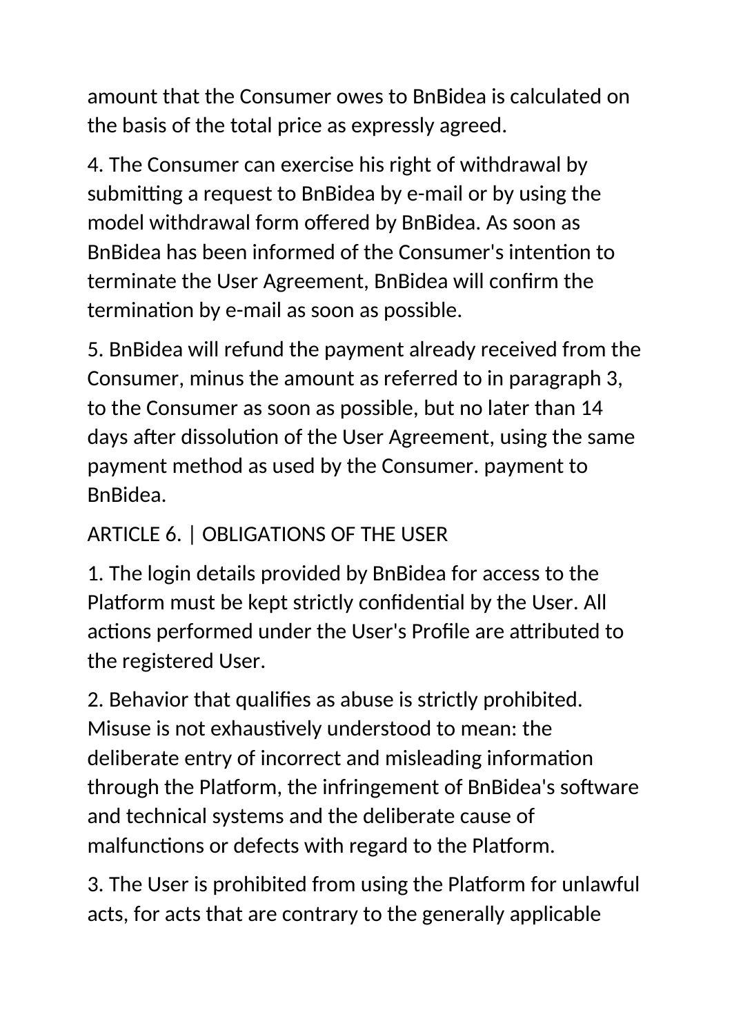amount that the Consumer owes to BnBidea is calculated on the basis of the total price as expressly agreed.

4. The Consumer can exercise his right of withdrawal by submitting a request to BnBidea by e-mail or by using the model withdrawal form offered by BnBidea. As soon as BnBidea has been informed of the Consumer's intention to terminate the User Agreement, BnBidea will confirm the termination by e-mail as soon as possible.

5. BnBidea will refund the payment already received from the Consumer, minus the amount as referred to in paragraph 3, to the Consumer as soon as possible, but no later than 14 days after dissolution of the User Agreement, using the same payment method as used by the Consumer. payment to BnBidea.

## ARTICLE 6. | OBLIGATIONS OF THE USER

1. The login details provided by BnBidea for access to the Platform must be kept strictly confidential by the User. All actions performed under the User's Profile are attributed to the registered User.

2. Behavior that qualifies as abuse is strictly prohibited. Misuse is not exhaustively understood to mean: the deliberate entry of incorrect and misleading information through the Platform, the infringement of BnBidea's software and technical systems and the deliberate cause of malfunctions or defects with regard to the Platform.

3. The User is prohibited from using the Platform for unlawful acts, for acts that are contrary to the generally applicable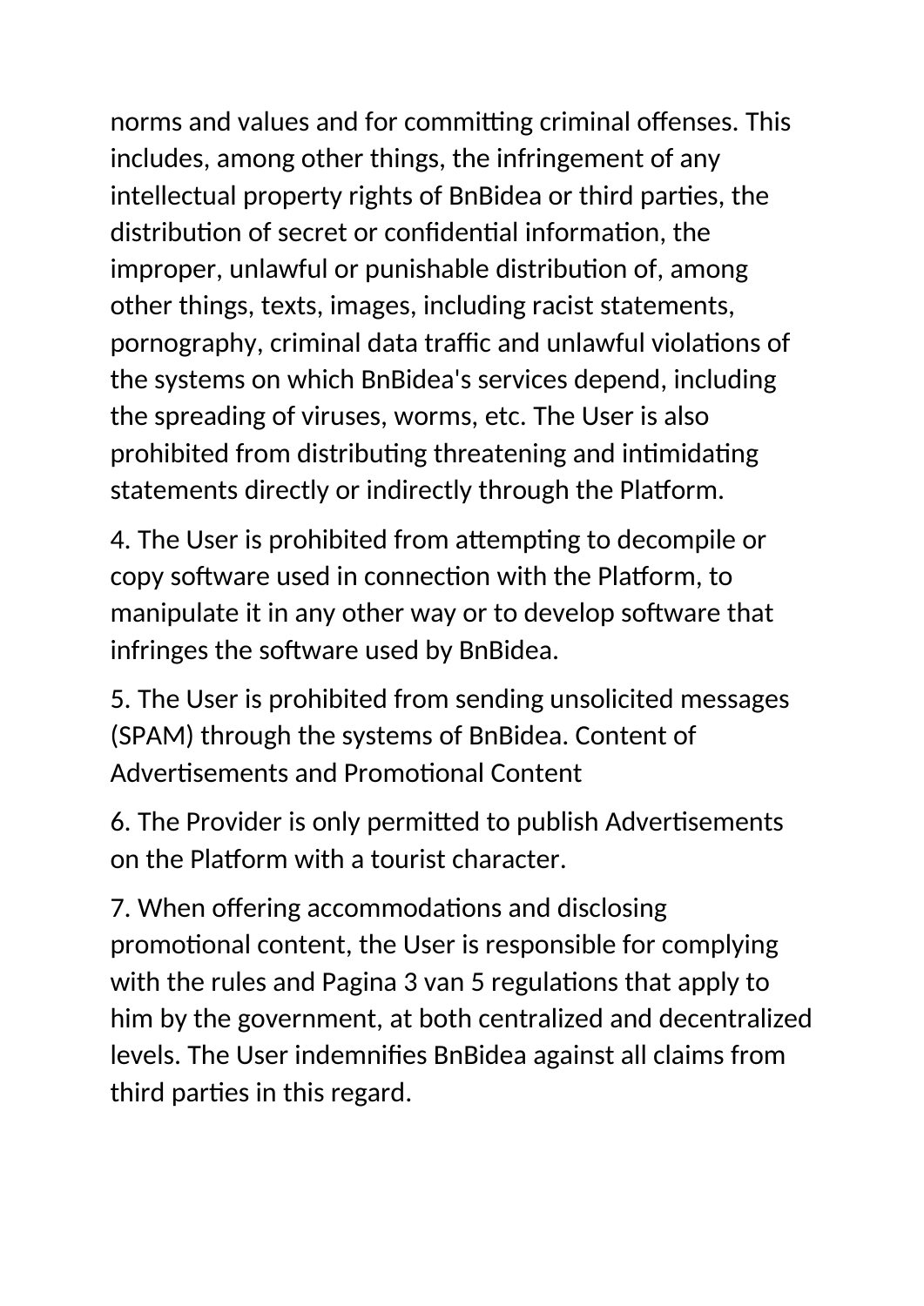norms and values and for committing criminal offenses. This includes, among other things, the infringement of any intellectual property rights of BnBidea or third parties, the distribution of secret or confidential information, the improper, unlawful or punishable distribution of, among other things, texts, images, including racist statements, pornography, criminal data traffic and unlawful violations of the systems on which BnBidea's services depend, including the spreading of viruses, worms, etc. The User is also prohibited from distributing threatening and intimidating statements directly or indirectly through the Platform.

4. The User is prohibited from attempting to decompile or copy software used in connection with the Platform, to manipulate it in any other way or to develop software that infringes the software used by BnBidea.

5. The User is prohibited from sending unsolicited messages (SPAM) through the systems of BnBidea.

### Content of Advertisements and Promotional Content

6. The Provider is only permitted to publish Advertisements on the Platform with a tourist character.

7. When offering accommodations and disclosing promotional content, the User is responsible for complying with the rules and regulations that apply to him by the government, at both centralized and decentralized levels. The User indemnifies BnBidea against all claims from third parties in this regard.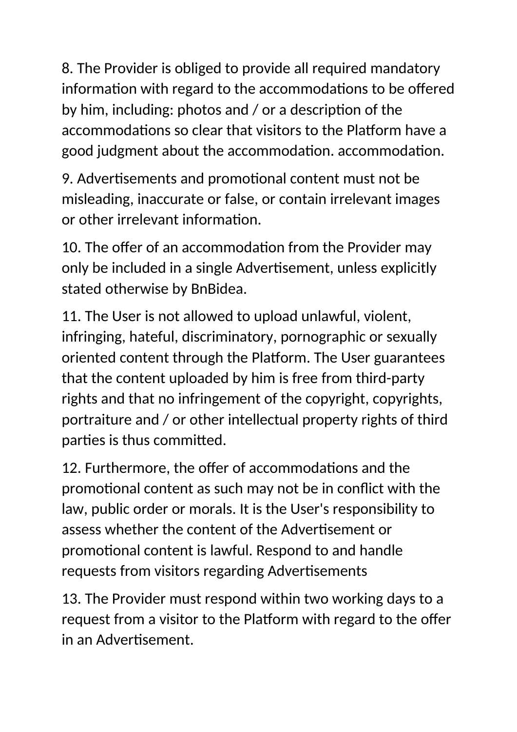8. The Provider is obliged to provide all required mandatory information with regard to the accommodations to be offered by him, including: photos and / or a description of the accommodations so clear that visitors to the Platform have a good judgment about the accommodation. accommodation.

9. Advertisements and promotional content must not be misleading, inaccurate or false, or contain irrelevant images or other irrelevant information.

10. The offer of an accommodation from the Provider may only be included in a single Advertisement, unless explicitly stated otherwise by BnBidea.

11. The User is not allowed to upload unlawful, violent, infringing, hateful, discriminatory, pornographic or sexually oriented content through the Platform. The User guarantees that the content uploaded by him is free from third-party rights and that no infringement of the copyright, copyrights, portraiture and / or other intellectual property rights of third parties is thus committed.

12. Furthermore, the offer of accommodations and the promotional content as such may not be in conflict with the law, public order or morals. It is the User's responsibility to assess whether the content of the Advertisement or promotional content is lawful. Respond to and handle requests from visitors regarding Advertisements

13. The Provider must respond within two working days to a request from a visitor to the Platform with regard to the offer in an Advertisement.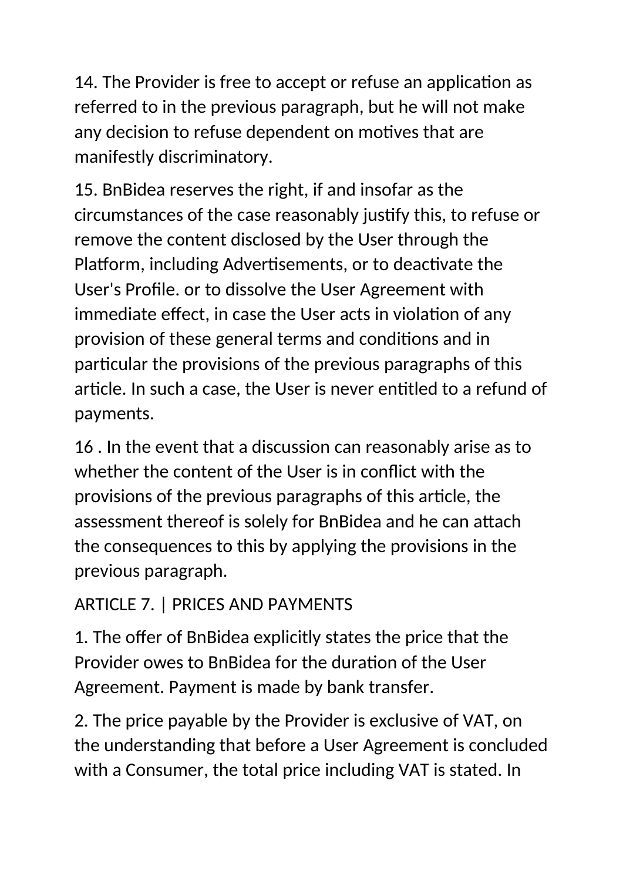14. The Provider is free to accept or refuse an application as referred to in the previous paragraph, but he will not make any decision to refuse dependent on motives that are manifestly discriminatory.

15. BnBidea reserves the right, if and insofar as the circumstances of the case reasonably justify this, to refuse or remove the content disclosed by the User through the Platform, including Advertisements, or to deactivate the User's Profile. or to dissolve the User Agreement with immediate effect, in case the User acts in violation of any provision of these general terms and conditions and in particular the provisions of the previous paragraphs of this article. In such a case, the User is never entitled to a refund of payments.

16 . In the event that a discussion can reasonably arise as to whether the content of the User is in conflict with the provisions of the previous paragraphs of this article, the assessment thereof is solely for BnBidea and he can attach the consequences to this by applying the provisions in the previous paragraph.

ARTICLE 7. | PRICES AND PAYMENTS

1. The offer of BnBidea explicitly states the price that the Provider owes to BnBidea for the duration of the User Agreement. Payment is made by bank transfer.

2. The price payable by the Provider is exclusive of VAT, on the understanding that before a User Agreement is concluded with a Consumer, the total price including VAT is stated. In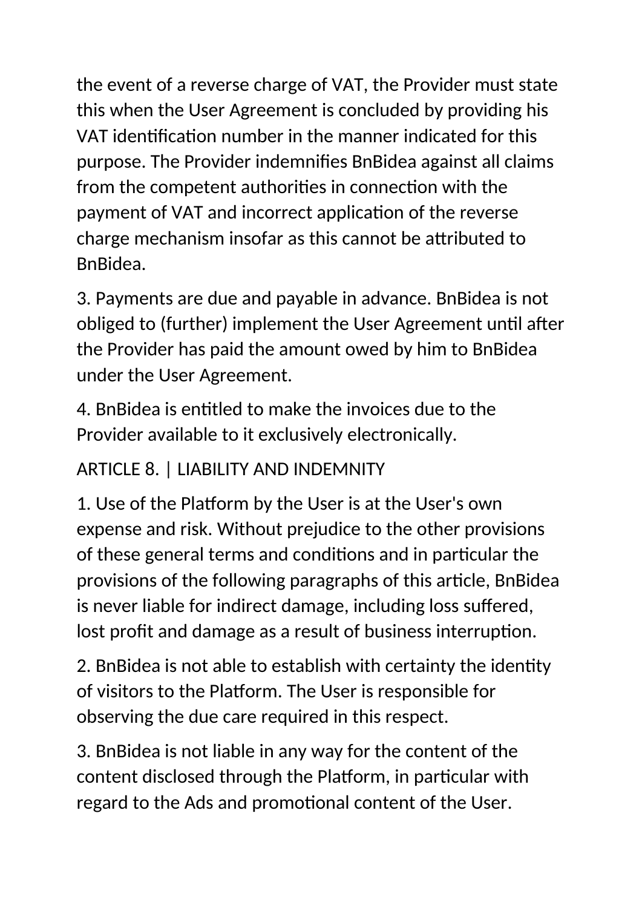the event of a reverse charge of VAT, the Provider must state this when the User Agreement is concluded by providing his VAT identification number in the manner indicated for this purpose. The Provider indemnifies BnBidea against all claims from the competent authorities in connection with the payment of VAT and incorrect application of the reverse charge mechanism insofar as this cannot be attributed to BnBidea.

3. Payments are due and payable in advance. BnBidea is not obliged to (further) implement the User Agreement until after the Provider has paid the amount owed by him to BnBidea under the User Agreement.

4. BnBidea is entitled to make the invoices due to the Provider available to it exclusively electronically.

## ARTICLE 8. | LIABILITY AND INDEMNITY

1. Use of the Platform by the User is at the User's own expense and risk. Without prejudice to the other provisions of these general terms and conditions and in particular the provisions of the following paragraphs of this article, BnBidea is never liable for indirect damage, including loss suffered, lost profit and damage as a result of business interruption.

2. BnBidea is not able to establish with certainty the identity of visitors to the Platform. The User is responsible for observing the due care required in this respect.

3. BnBidea is not liable in any way for the content of the content disclosed through the Platform, in particular with regard to the Ads and promotional content of the User.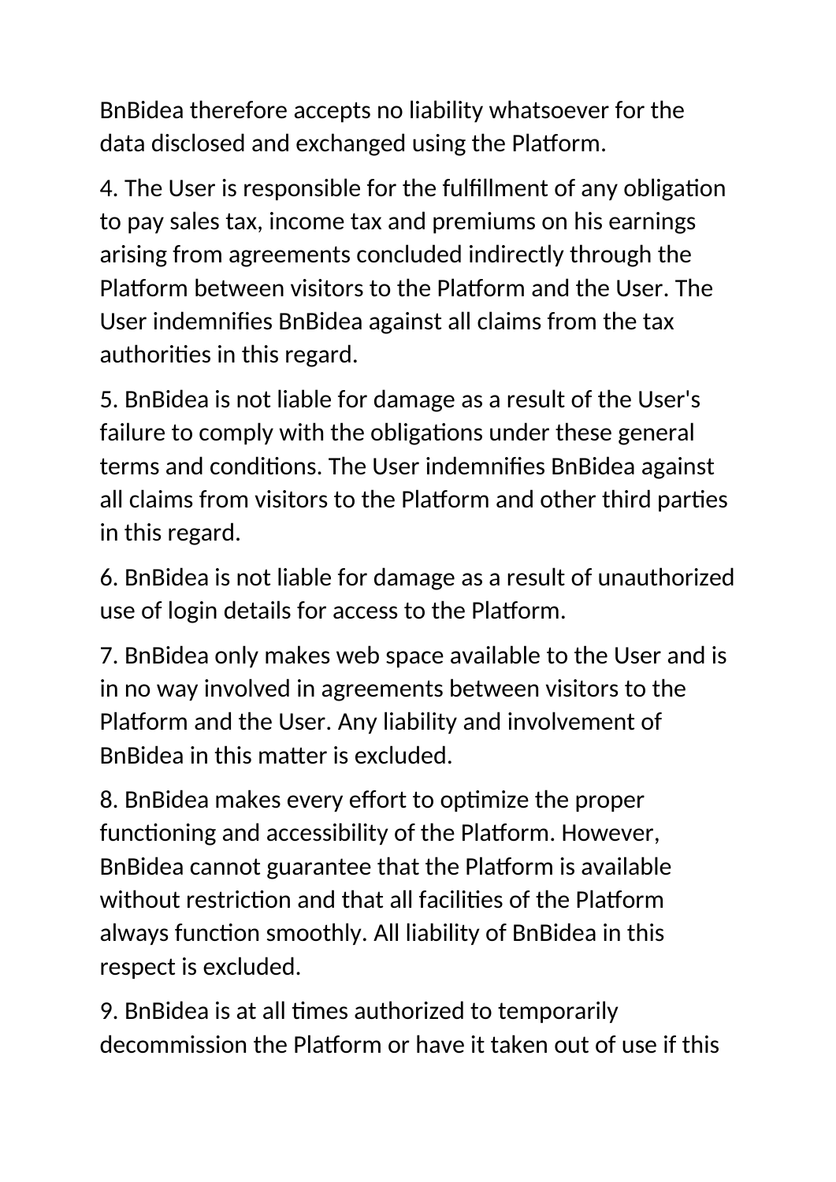BnBidea therefore accepts no liability whatsoever for the data disclosed and exchanged using the Platform.

4. The User is responsible for the fulfillment of any obligation to pay sales tax, income tax and premiums on his earnings arising from agreements concluded indirectly through the Platform between visitors to the Platform and the User. The User indemnifies BnBidea against all claims from the tax authorities in this regard.

5. BnBidea is not liable for damage as a result of the User's failure to comply with the obligations under these general terms and conditions. The User indemnifies BnBidea against all claims from visitors to the Platform and other third parties in this regard.

6. BnBidea is not liable for damage as a result of unauthorized use of login details for access to the Platform.

7. BnBidea only makes web space available to the User and is in no way involved in agreements between visitors to the Platform and the User. Any liability and involvement of BnBidea in this matter is excluded.

8. BnBidea makes every effort to optimize the proper functioning and accessibility of the Platform. However, BnBidea cannot guarantee that the Platform is available without restriction and that all facilities of the Platform always function smoothly. All liability of BnBidea in this respect is excluded.

9. BnBidea is at all times authorized to temporarily decommission the Platform or have it taken out of use if this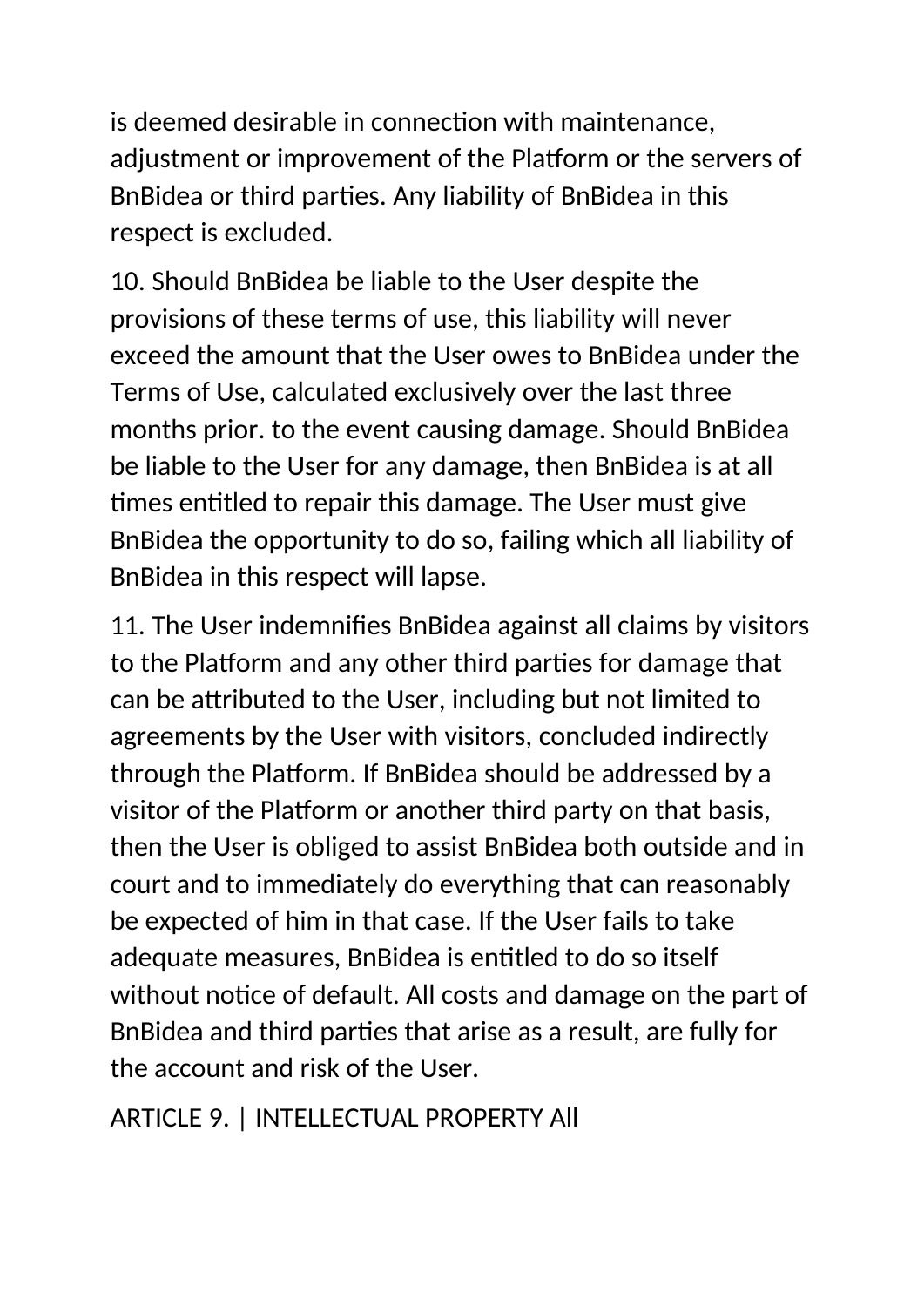is deemed desirable in connection with maintenance, adjustment or improvement of the Platform or the servers of BnBidea or third parties. Any liability of BnBidea in this respect is excluded.

10. Should BnBidea be liable to the User despite the provisions of these terms of use, this liability will never exceed the amount that the User owes to BnBidea under the Terms of Use, calculated exclusively over the last three months prior. to the event causing damage. Should BnBidea be liable to the User for any damage, then BnBidea is at all times entitled to repair this damage. The User must give BnBidea the opportunity to do so, failing which all liability of BnBidea in this respect will lapse.

11. The User indemnifies BnBidea against all claims by visitors to the Platform and any other third parties for damage that can be attributed to the User, including but not limited to agreements by the User with visitors, concluded indirectly through the Platform. If BnBidea should be addressed by a visitor of the Platform or another third party on that basis, then the User is obliged to assist BnBidea both outside and in court and to immediately do everything that can reasonably be expected of him in that case. If the User fails to take adequate measures, BnBidea is entitled to do so itself without notice of default. All costs and damage on the part of BnBidea and third parties that arise as a result, are fully for the account and risk of the User.

ARTICLE 9. | INTELLECTUAL PROPERTY All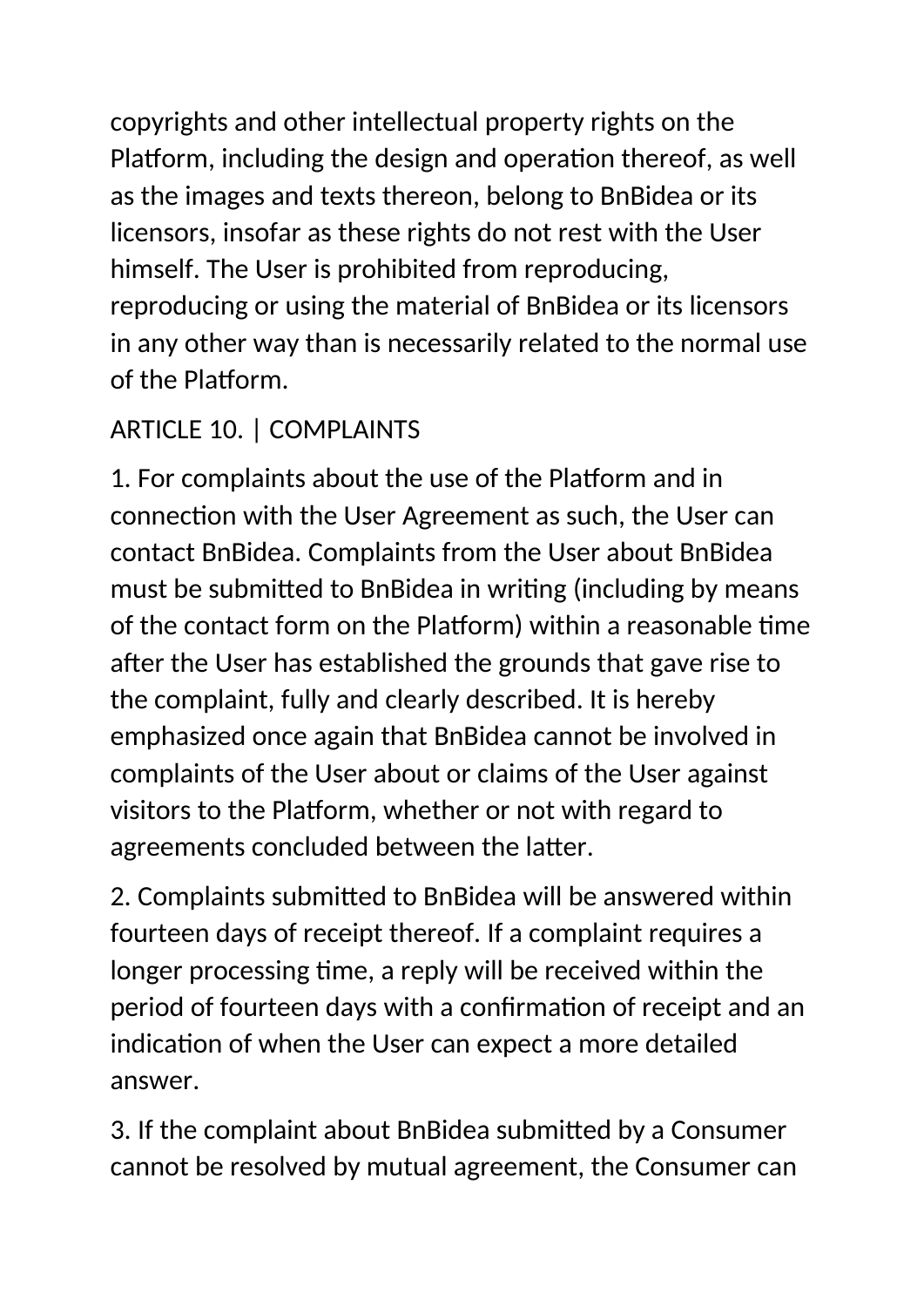copyrights and other intellectual property rights on the Platform, including the design and operation thereof, as well as the images and texts thereon, belong to BnBidea or its licensors, insofar as these rights do not rest with the User himself. The User is prohibited from reproducing, reproducing or using the material of BnBidea or its licensors in any other way than is necessarily related to the normal use of the Platform.

## ARTICLE 10. | COMPLAINTS

1. For complaints about the use of the Platform and in connection with the User Agreement as such, the User can contact BnBidea. Complaints from the User about BnBidea must be submitted to BnBidea in writing (including by means of the contact form on the Platform) within a reasonable time after the User has established the grounds that gave rise to the complaint, fully and clearly described. It is hereby emphasized once again that BnBidea cannot be involved in complaints of the User about or claims of the User against visitors to the Platform, whether or not with regard to agreements concluded between the latter.

2. Complaints submitted to BnBidea will be answered within fourteen days of receipt thereof. If a complaint requires a longer processing time, a reply will be received within the period of fourteen days with a confirmation of receipt and an indication of when the User can expect a more detailed answer.

3. If the complaint about BnBidea submitted by a Consumer cannot be resolved by mutual agreement, the Consumer can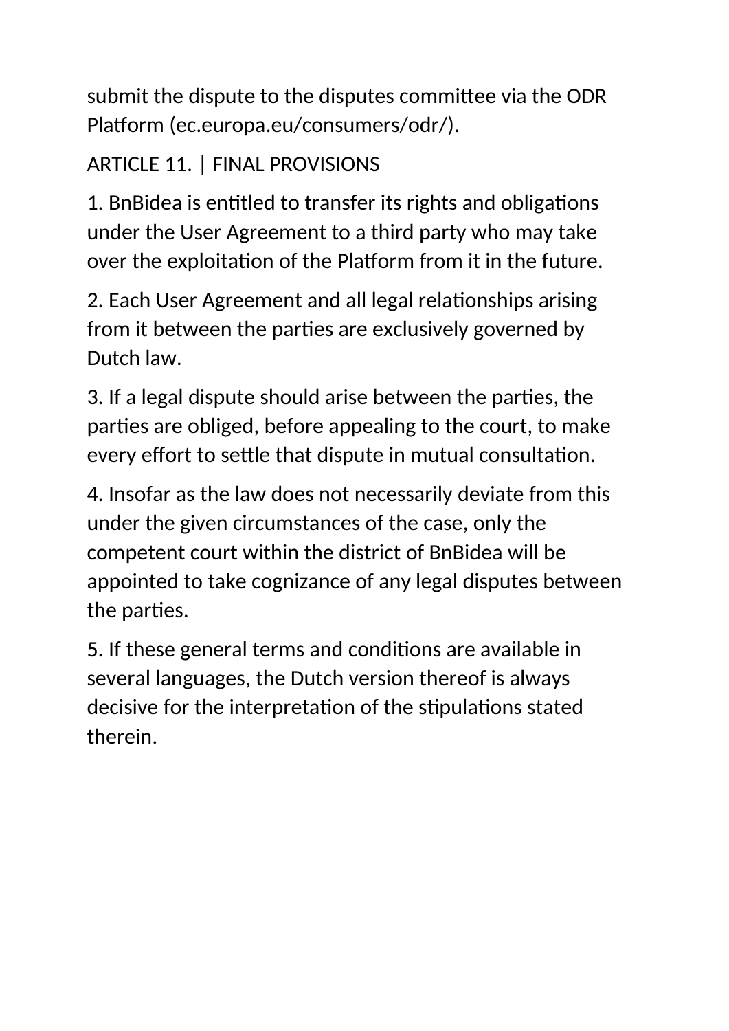submit the dispute to the disputes committee via the ODR Platform (ec.europa.eu/consumers/odr/).

ARTICLE 11. | FINAL PROVISIONS

1. BnBidea is entitled to transfer its rights and obligations under the User Agreement to a third party who may take over the exploitation of the Platform from it in the future.

2. Each User Agreement and all legal relationships arising from it between the parties are exclusively governed by Dutch law.

3. If a legal dispute should arise between the parties, the parties are obliged, before appealing to the court, to make every effort to settle that dispute in mutual consultation.

4. Insofar as the law does not necessarily deviate from this under the given circumstances of the case, only the competent court within the district of BnBidea will be appointed to take cognizance of any legal disputes between the parties.

5. If these general terms and conditions are available in several languages, the Dutch version thereof is always decisive for the interpretation of the stipulations stated therein.